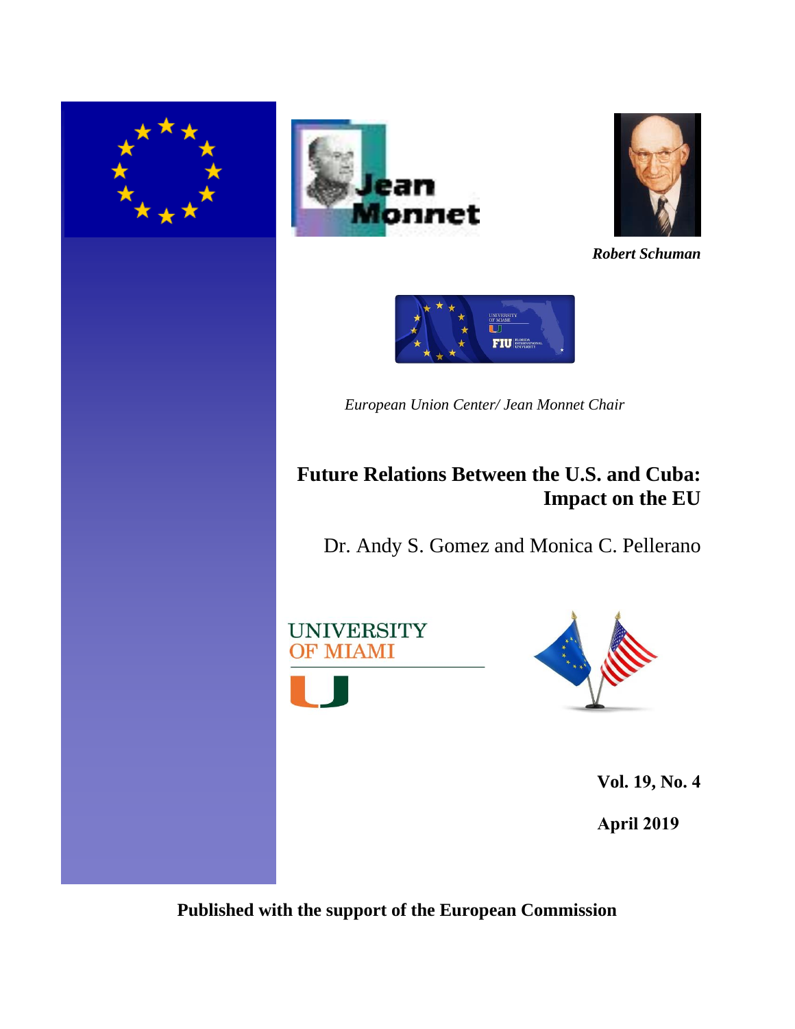*Robert Schuman*

*European Union Center/ Jean Monnet Chair*

# Future Relations Between the U.S. and Cuba: Impact on the EU

Dr. Andy S. Gomez and Monica C. Pellerano

**Vol. 19, No. 4**

**April 2019**

**Published with the support of the European Commission**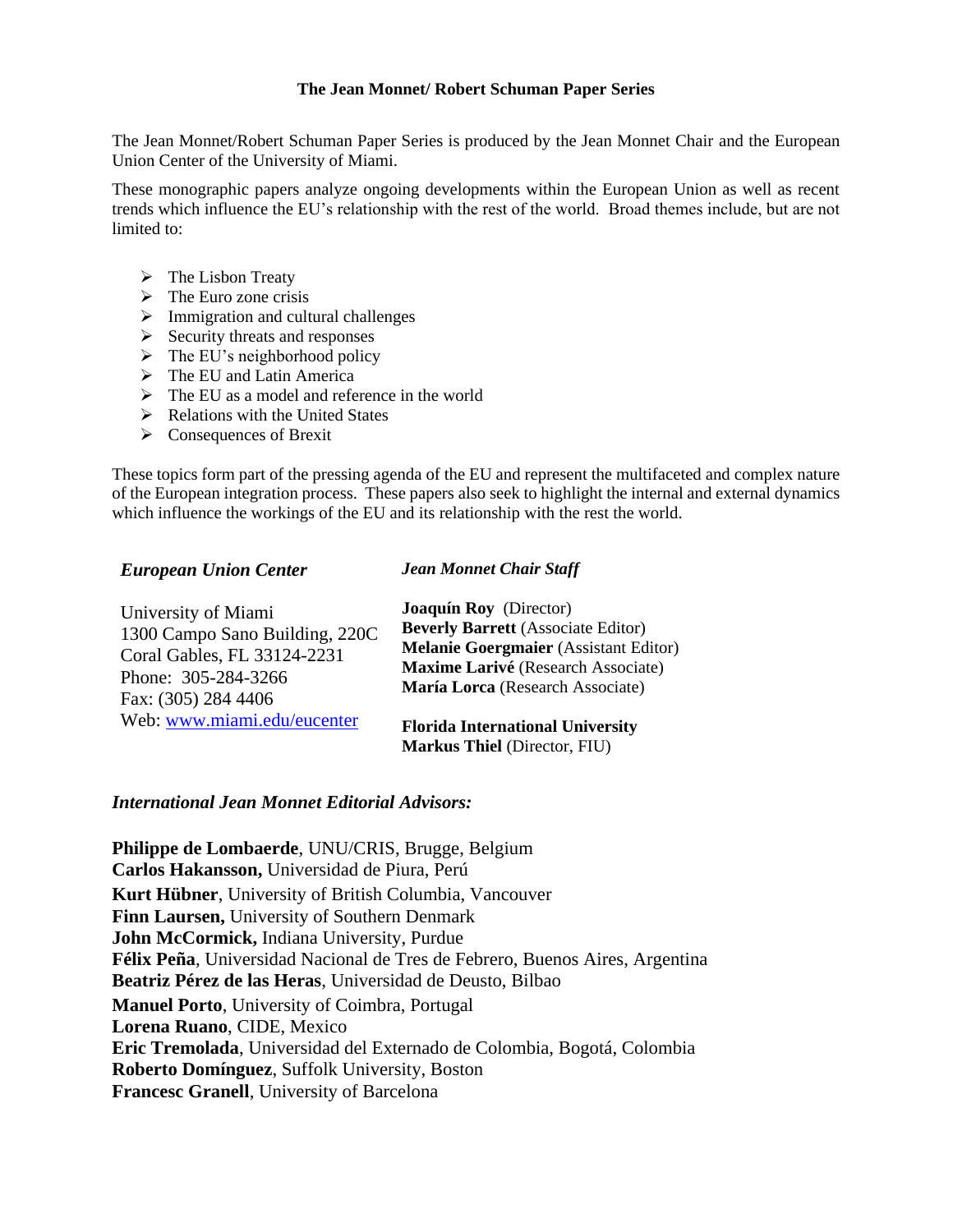# The Jean Monnet/ Robert Schuman Paper Series

The Jean Monnet/Robert Schuman Paper Series is produced by the Jean Monnet Chair and the European Union Center of the University of Miami.

These monographic papers analyze ongoing developments within the European Union as well as recent trends which influence the EU's relationship with the rest of the world. Broad themes include, but are not limited to:

- The Lisbon Treaty
- The Euro zone crisis
- Immigration and cultural challenges
- Security threats and responses
- The EU's neighborhood policy
- The EU and Latin America
- The EU as a model and reference in the world
- Relations with the United States
- Consequences of Brexit

These topics form part of the pressing agenda of the EU and represent the multifaceted and complex nature of the European integration process. These papers also seek to highlight the internal and external dynamics which influence the workings of the EU and its relationship with the rest the world.

***European Union Center***

University of Miami
1300 Campo Sano Building, 220C
Coral Gables, FL 33124-2231
Phone: 305-284-3266
Fax: (305) 284 4406
Web: www.miami.edu/eucenter

***Jean Monnet Chair Staff***

**Joaquín Roy** (Director)
**Beverly Barrett** (Associate Editor)
**Melanie Goergmaier** (Assistant Editor)
**Maxime Larivé** (Research Associate)
**María Lorca** (Research Associate)

**Florida International University**
**Markus Thiel** (Director, FIU)

***International Jean Monnet Editorial Advisors:***

**Philippe de Lombaerde**, UNU/CRIS, Brugge, Belgium
**Carlos Hakansson,** Universidad de Piura, Perú
**Kurt Hübner**, University of British Columbia, Vancouver
**Finn Laursen,** University of Southern Denmark
**John McCormick,** Indiana University, Purdue
**Félix Peña**, Universidad Nacional de Tres de Febrero, Buenos Aires, Argentina
**Beatriz Pérez de las Heras**, Universidad de Deusto, Bilbao
**Manuel Porto**, University of Coimbra, Portugal
**Lorena Ruano**, CIDE, Mexico
**Eric Tremolada**, Universidad del Externado de Colombia, Bogotá, Colombia
**Roberto Domínguez**, Suffolk University, Boston
**Francesc Granell**, University of Barcelona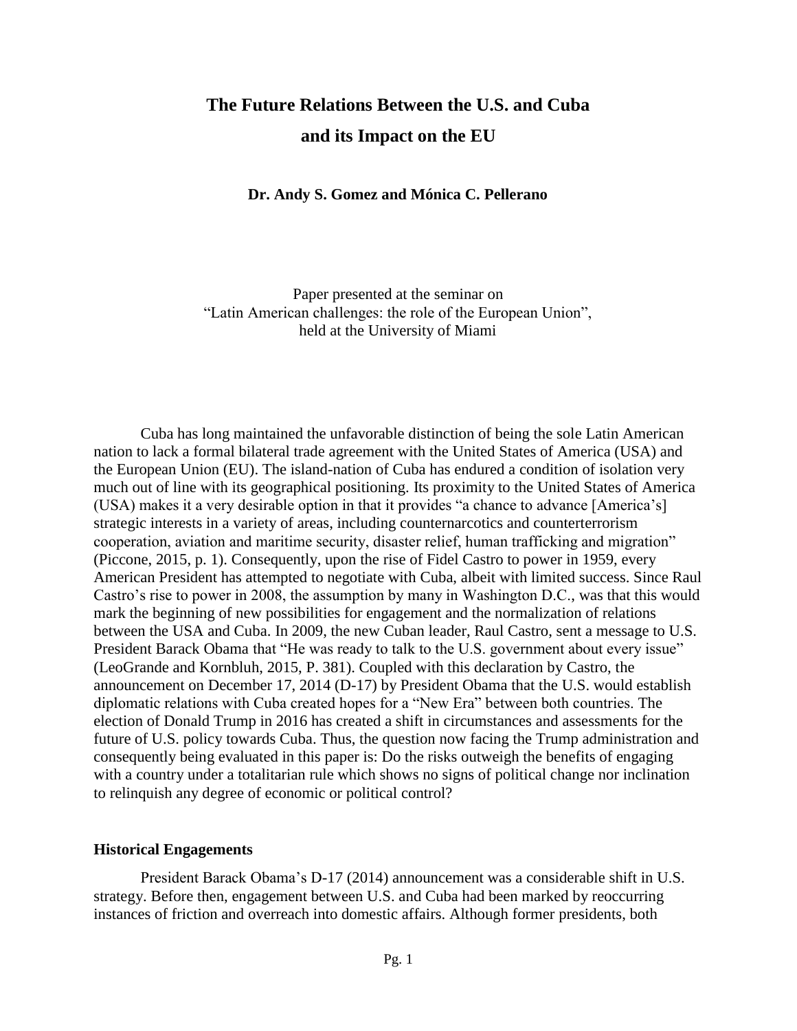# The Future Relations Between the U.S. and Cuba and its Impact on the EU

**Dr. Andy S. Gomez and Mónica C. Pellerano**

Paper presented at the seminar on
"Latin American challenges: the role of the European Union",
held at the University of Miami

Cuba has long maintained the unfavorable distinction of being the sole Latin American nation to lack a formal bilateral trade agreement with the United States of America (USA) and the European Union (EU). The island-nation of Cuba has endured a condition of isolation very much out of line with its geographical positioning. Its proximity to the United States of America (USA) makes it a very desirable option in that it provides "a chance to advance [America's] strategic interests in a variety of areas, including counternarcotics and counterterrorism cooperation, aviation and maritime security, disaster relief, human trafficking and migration" (Piccone, 2015, p. 1). Consequently, upon the rise of Fidel Castro to power in 1959, every American President has attempted to negotiate with Cuba, albeit with limited success. Since Raul Castro's rise to power in 2008, the assumption by many in Washington D.C., was that this would mark the beginning of new possibilities for engagement and the normalization of relations between the USA and Cuba. In 2009, the new Cuban leader, Raul Castro, sent a message to U.S. President Barack Obama that "He was ready to talk to the U.S. government about every issue" (LeoGrande and Kornbluh, 2015, P. 381). Coupled with this declaration by Castro, the announcement on December 17, 2014 (D-17) by President Obama that the U.S. would establish diplomatic relations with Cuba created hopes for a "New Era" between both countries. The election of Donald Trump in 2016 has created a shift in circumstances and assessments for the future of U.S. policy towards Cuba. Thus, the question now facing the Trump administration and consequently being evaluated in this paper is: Do the risks outweigh the benefits of engaging with a country under a totalitarian rule which shows no signs of political change nor inclination to relinquish any degree of economic or political control?

### Historical Engagements

President Barack Obama's D-17 (2014) announcement was a considerable shift in U.S. strategy. Before then, engagement between U.S. and Cuba had been marked by reoccurring instances of friction and overreach into domestic affairs. Although former presidents, both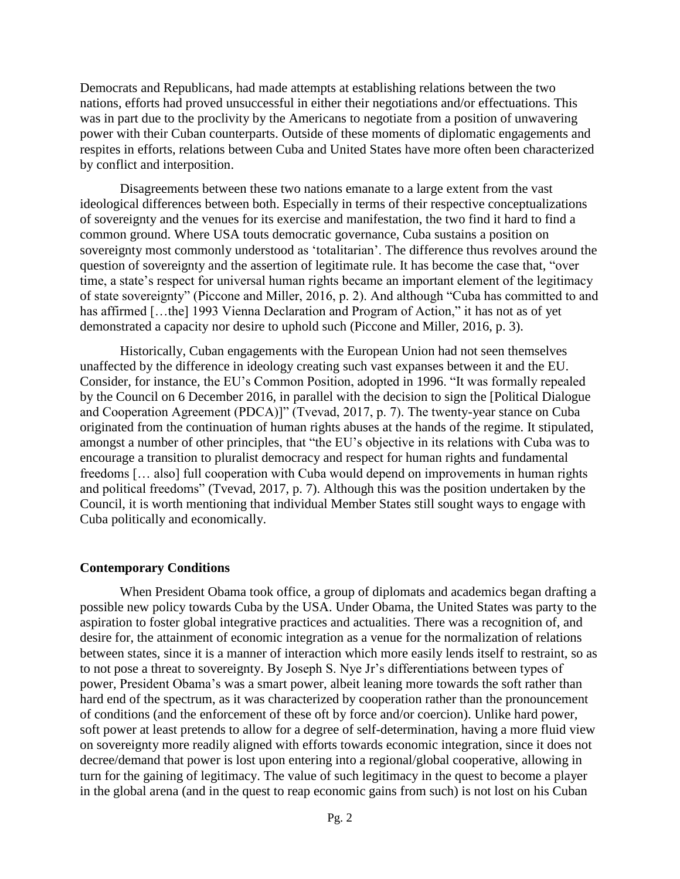Democrats and Republicans, had made attempts at establishing relations between the two nations, efforts had proved unsuccessful in either their negotiations and/or effectuations. This was in part due to the proclivity by the Americans to negotiate from a position of unwavering power with their Cuban counterparts. Outside of these moments of diplomatic engagements and respites in efforts, relations between Cuba and United States have more often been characterized by conflict and interposition.

Disagreements between these two nations emanate to a large extent from the vast ideological differences between both. Especially in terms of their respective conceptualizations of sovereignty and the venues for its exercise and manifestation, the two find it hard to find a common ground. Where USA touts democratic governance, Cuba sustains a position on sovereignty most commonly understood as 'totalitarian'. The difference thus revolves around the question of sovereignty and the assertion of legitimate rule. It has become the case that, "over time, a state's respect for universal human rights became an important element of the legitimacy of state sovereignty" (Piccone and Miller, 2016, p. 2). And although "Cuba has committed to and has affirmed […the] 1993 Vienna Declaration and Program of Action," it has not as of yet demonstrated a capacity nor desire to uphold such (Piccone and Miller, 2016, p. 3).

Historically, Cuban engagements with the European Union had not seen themselves unaffected by the difference in ideology creating such vast expanses between it and the EU. Consider, for instance, the EU's Common Position, adopted in 1996. "It was formally repealed by the Council on 6 December 2016, in parallel with the decision to sign the [Political Dialogue and Cooperation Agreement (PDCA)]" (Tvevad, 2017, p. 7). The twenty-year stance on Cuba originated from the continuation of human rights abuses at the hands of the regime. It stipulated, amongst a number of other principles, that "the EU's objective in its relations with Cuba was to encourage a transition to pluralist democracy and respect for human rights and fundamental freedoms [… also] full cooperation with Cuba would depend on improvements in human rights and political freedoms" (Tvevad, 2017, p. 7). Although this was the position undertaken by the Council, it is worth mentioning that individual Member States still sought ways to engage with Cuba politically and economically.

**Contemporary Conditions**

When President Obama took office, a group of diplomats and academics began drafting a possible new policy towards Cuba by the USA. Under Obama, the United States was party to the aspiration to foster global integrative practices and actualities. There was a recognition of, and desire for, the attainment of economic integration as a venue for the normalization of relations between states, since it is a manner of interaction which more easily lends itself to restraint, so as to not pose a threat to sovereignty. By Joseph S. Nye Jr's differentiations between types of power, President Obama's was a smart power, albeit leaning more towards the soft rather than hard end of the spectrum, as it was characterized by cooperation rather than the pronouncement of conditions (and the enforcement of these oft by force and/or coercion). Unlike hard power, soft power at least pretends to allow for a degree of self-determination, having a more fluid view on sovereignty more readily aligned with efforts towards economic integration, since it does not decree/demand that power is lost upon entering into a regional/global cooperative, allowing in turn for the gaining of legitimacy. The value of such legitimacy in the quest to become a player in the global arena (and in the quest to reap economic gains from such) is not lost on his Cuban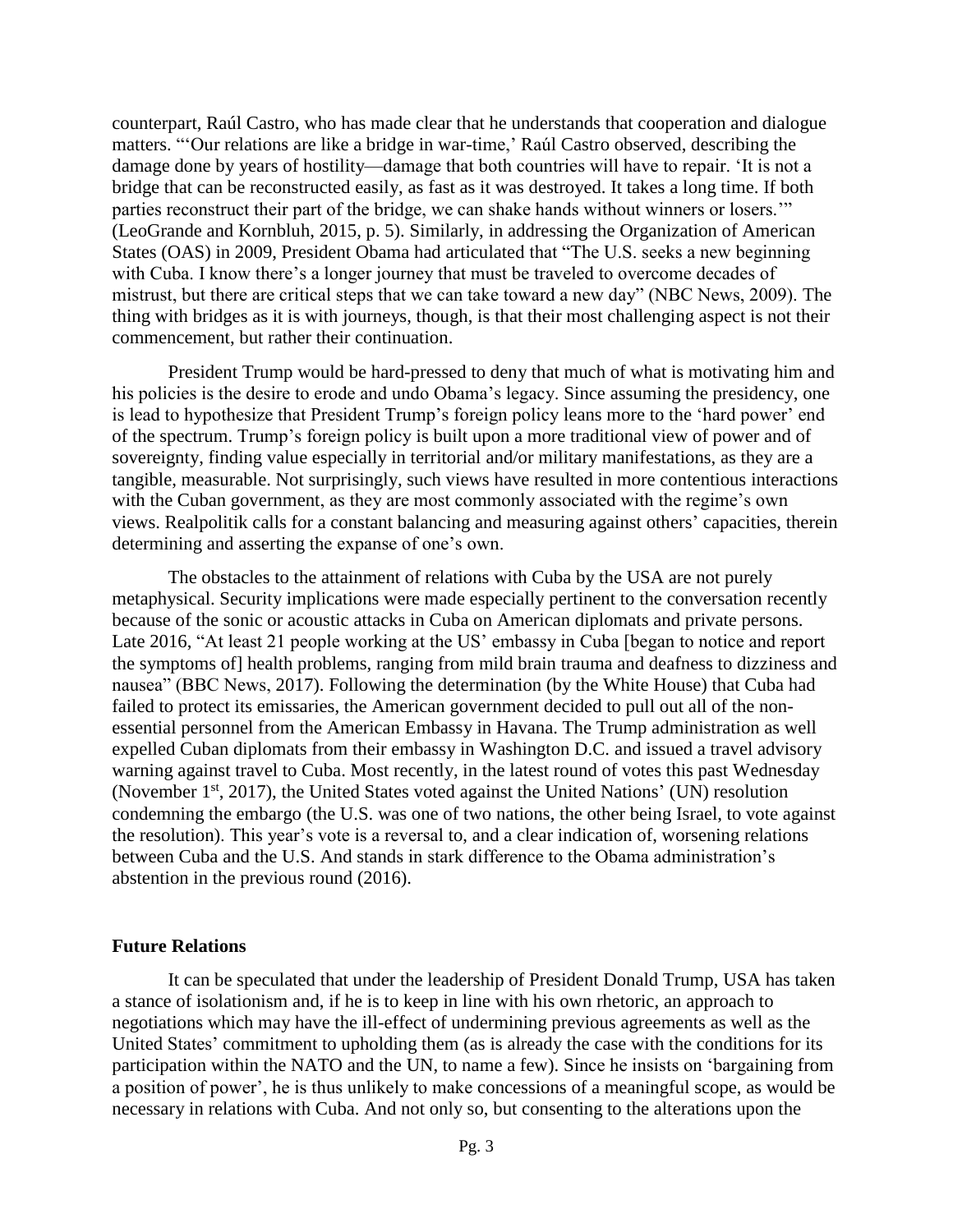counterpart, Raúl Castro, who has made clear that he understands that cooperation and dialogue matters. "'Our relations are like a bridge in war-time,' Raúl Castro observed, describing the damage done by years of hostility—damage that both countries will have to repair. 'It is not a bridge that can be reconstructed easily, as fast as it was destroyed. It takes a long time. If both parties reconstruct their part of the bridge, we can shake hands without winners or losers.'" (LeoGrande and Kornbluh, 2015, p. 5). Similarly, in addressing the Organization of American States (OAS) in 2009, President Obama had articulated that "The U.S. seeks a new beginning with Cuba. I know there's a longer journey that must be traveled to overcome decades of mistrust, but there are critical steps that we can take toward a new day" (NBC News, 2009). The thing with bridges as it is with journeys, though, is that their most challenging aspect is not their commencement, but rather their continuation.

President Trump would be hard-pressed to deny that much of what is motivating him and his policies is the desire to erode and undo Obama's legacy. Since assuming the presidency, one is lead to hypothesize that President Trump's foreign policy leans more to the 'hard power' end of the spectrum. Trump's foreign policy is built upon a more traditional view of power and of sovereignty, finding value especially in territorial and/or military manifestations, as they are a tangible, measurable. Not surprisingly, such views have resulted in more contentious interactions with the Cuban government, as they are most commonly associated with the regime's own views. Realpolitik calls for a constant balancing and measuring against others' capacities, therein determining and asserting the expanse of one's own.

The obstacles to the attainment of relations with Cuba by the USA are not purely metaphysical. Security implications were made especially pertinent to the conversation recently because of the sonic or acoustic attacks in Cuba on American diplomats and private persons. Late 2016, "At least 21 people working at the US' embassy in Cuba [began to notice and report the symptoms of] health problems, ranging from mild brain trauma and deafness to dizziness and nausea" (BBC News, 2017). Following the determination (by the White House) that Cuba had failed to protect its emissaries, the American government decided to pull out all of the non-essential personnel from the American Embassy in Havana. The Trump administration as well expelled Cuban diplomats from their embassy in Washington D.C. and issued a travel advisory warning against travel to Cuba. Most recently, in the latest round of votes this past Wednesday (November 1st, 2017), the United States voted against the United Nations' (UN) resolution condemning the embargo (the U.S. was one of two nations, the other being Israel, to vote against the resolution). This year's vote is a reversal to, and a clear indication of, worsening relations between Cuba and the U.S. And stands in stark difference to the Obama administration's abstention in the previous round (2016).

### Future Relations

It can be speculated that under the leadership of President Donald Trump, USA has taken a stance of isolationism and, if he is to keep in line with his own rhetoric, an approach to negotiations which may have the ill-effect of undermining previous agreements as well as the United States' commitment to upholding them (as is already the case with the conditions for its participation within the NATO and the UN, to name a few). Since he insists on 'bargaining from a position of power', he is thus unlikely to make concessions of a meaningful scope, as would be necessary in relations with Cuba. And not only so, but consenting to the alterations upon the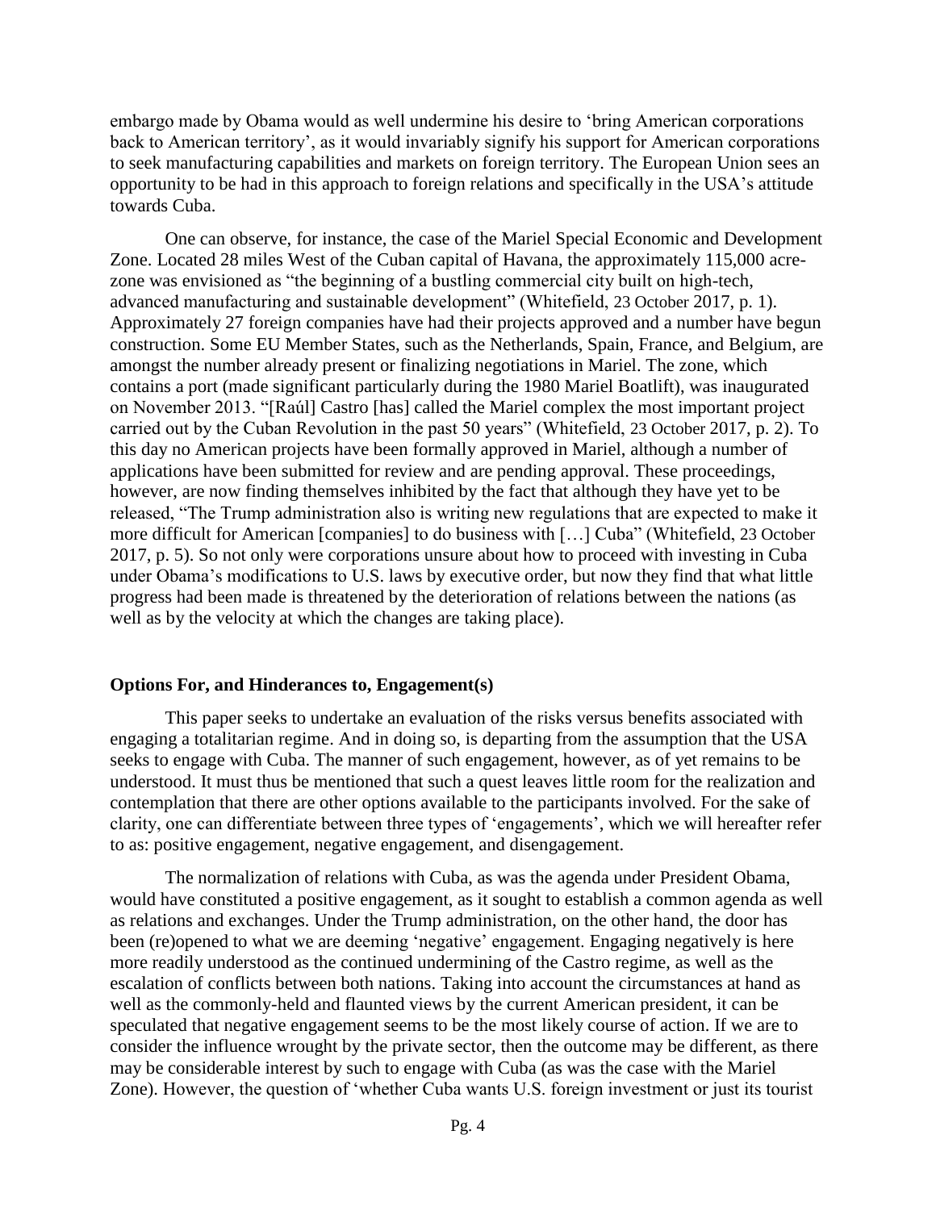embargo made by Obama would as well undermine his desire to 'bring American corporations back to American territory', as it would invariably signify his support for American corporations to seek manufacturing capabilities and markets on foreign territory. The European Union sees an opportunity to be had in this approach to foreign relations and specifically in the USA's attitude towards Cuba.

One can observe, for instance, the case of the Mariel Special Economic and Development Zone. Located 28 miles West of the Cuban capital of Havana, the approximately 115,000 acre-zone was envisioned as "the beginning of a bustling commercial city built on high-tech, advanced manufacturing and sustainable development" (Whitefield, 23 October 2017, p. 1). Approximately 27 foreign companies have had their projects approved and a number have begun construction. Some EU Member States, such as the Netherlands, Spain, France, and Belgium, are amongst the number already present or finalizing negotiations in Mariel. The zone, which contains a port (made significant particularly during the 1980 Mariel Boatlift), was inaugurated on November 2013. "[Raúl] Castro [has] called the Mariel complex the most important project carried out by the Cuban Revolution in the past 50 years" (Whitefield, 23 October 2017, p. 2). To this day no American projects have been formally approved in Mariel, although a number of applications have been submitted for review and are pending approval. These proceedings, however, are now finding themselves inhibited by the fact that although they have yet to be released, "The Trump administration also is writing new regulations that are expected to make it more difficult for American [companies] to do business with […] Cuba" (Whitefield, 23 October 2017, p. 5). So not only were corporations unsure about how to proceed with investing in Cuba under Obama's modifications to U.S. laws by executive order, but now they find that what little progress had been made is threatened by the deterioration of relations between the nations (as well as by the velocity at which the changes are taking place).

**Options For, and Hinderances to, Engagement(s)**

This paper seeks to undertake an evaluation of the risks versus benefits associated with engaging a totalitarian regime. And in doing so, is departing from the assumption that the USA seeks to engage with Cuba. The manner of such engagement, however, as of yet remains to be understood. It must thus be mentioned that such a quest leaves little room for the realization and contemplation that there are other options available to the participants involved. For the sake of clarity, one can differentiate between three types of 'engagements', which we will hereafter refer to as: positive engagement, negative engagement, and disengagement.

The normalization of relations with Cuba, as was the agenda under President Obama, would have constituted a positive engagement, as it sought to establish a common agenda as well as relations and exchanges. Under the Trump administration, on the other hand, the door has been (re)opened to what we are deeming 'negative' engagement. Engaging negatively is here more readily understood as the continued undermining of the Castro regime, as well as the escalation of conflicts between both nations. Taking into account the circumstances at hand as well as the commonly-held and flaunted views by the current American president, it can be speculated that negative engagement seems to be the most likely course of action. If we are to consider the influence wrought by the private sector, then the outcome may be different, as there may be considerable interest by such to engage with Cuba (as was the case with the Mariel Zone). However, the question of 'whether Cuba wants U.S. foreign investment or just its tourist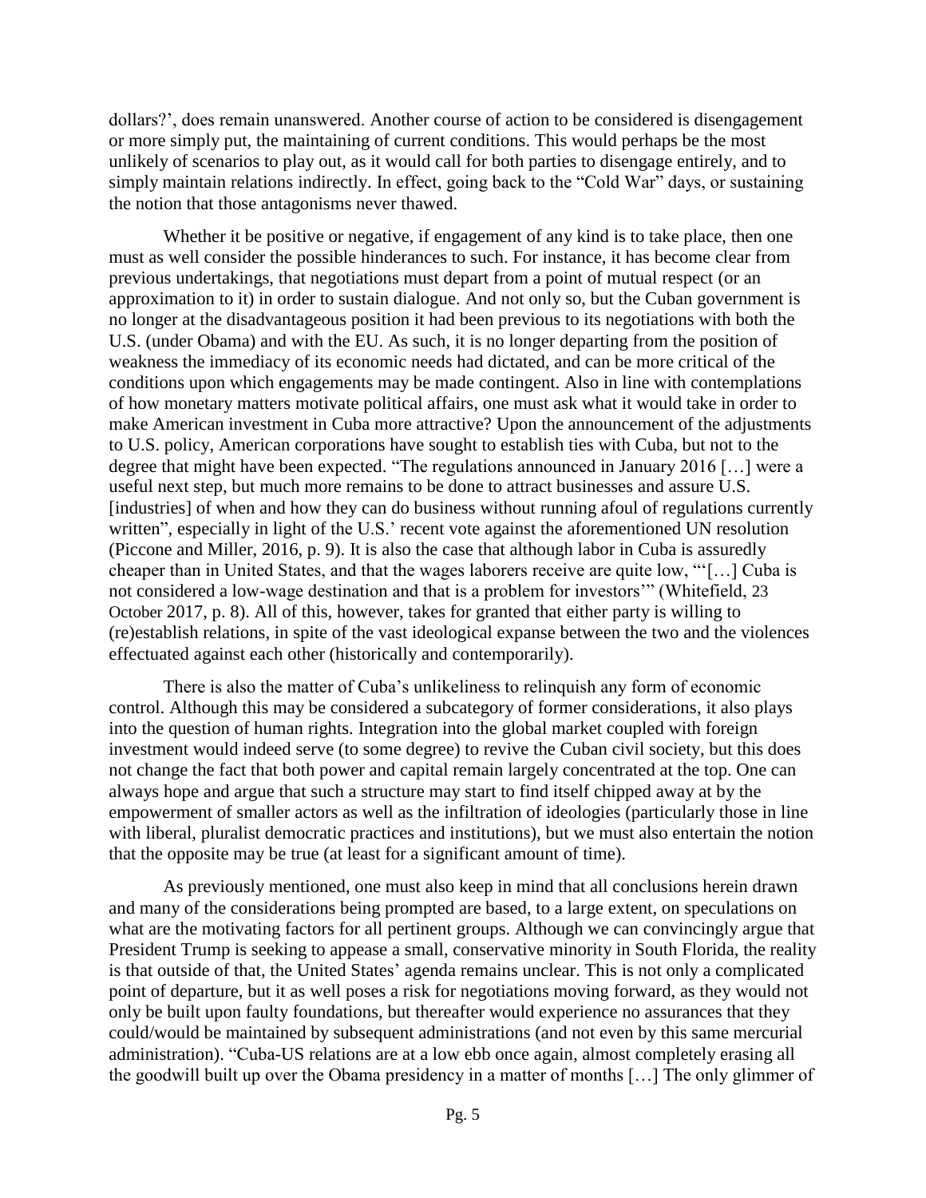dollars?', does remain unanswered. Another course of action to be considered is disengagement or more simply put, the maintaining of current conditions. This would perhaps be the most unlikely of scenarios to play out, as it would call for both parties to disengage entirely, and to simply maintain relations indirectly. In effect, going back to the "Cold War" days, or sustaining the notion that those antagonisms never thawed.

Whether it be positive or negative, if engagement of any kind is to take place, then one must as well consider the possible hinderances to such. For instance, it has become clear from previous undertakings, that negotiations must depart from a point of mutual respect (or an approximation to it) in order to sustain dialogue. And not only so, but the Cuban government is no longer at the disadvantageous position it had been previous to its negotiations with both the U.S. (under Obama) and with the EU. As such, it is no longer departing from the position of weakness the immediacy of its economic needs had dictated, and can be more critical of the conditions upon which engagements may be made contingent. Also in line with contemplations of how monetary matters motivate political affairs, one must ask what it would take in order to make American investment in Cuba more attractive? Upon the announcement of the adjustments to U.S. policy, American corporations have sought to establish ties with Cuba, but not to the degree that might have been expected. "The regulations announced in January 2016 […] were a useful next step, but much more remains to be done to attract businesses and assure U.S. [industries] of when and how they can do business without running afoul of regulations currently written", especially in light of the U.S.' recent vote against the aforementioned UN resolution (Piccone and Miller, 2016, p. 9). It is also the case that although labor in Cuba is assuredly cheaper than in United States, and that the wages laborers receive are quite low, "'[…] Cuba is not considered a low-wage destination and that is a problem for investors'" (Whitefield, 23 October 2017, p. 8). All of this, however, takes for granted that either party is willing to (re)establish relations, in spite of the vast ideological expanse between the two and the violences effectuated against each other (historically and contemporarily).

There is also the matter of Cuba's unlikeliness to relinquish any form of economic control. Although this may be considered a subcategory of former considerations, it also plays into the question of human rights. Integration into the global market coupled with foreign investment would indeed serve (to some degree) to revive the Cuban civil society, but this does not change the fact that both power and capital remain largely concentrated at the top. One can always hope and argue that such a structure may start to find itself chipped away at by the empowerment of smaller actors as well as the infiltration of ideologies (particularly those in line with liberal, pluralist democratic practices and institutions), but we must also entertain the notion that the opposite may be true (at least for a significant amount of time).

As previously mentioned, one must also keep in mind that all conclusions herein drawn and many of the considerations being prompted are based, to a large extent, on speculations on what are the motivating factors for all pertinent groups. Although we can convincingly argue that President Trump is seeking to appease a small, conservative minority in South Florida, the reality is that outside of that, the United States' agenda remains unclear. This is not only a complicated point of departure, but it as well poses a risk for negotiations moving forward, as they would not only be built upon faulty foundations, but thereafter would experience no assurances that they could/would be maintained by subsequent administrations (and not even by this same mercurial administration). "Cuba-US relations are at a low ebb once again, almost completely erasing all the goodwill built up over the Obama presidency in a matter of months […] The only glimmer of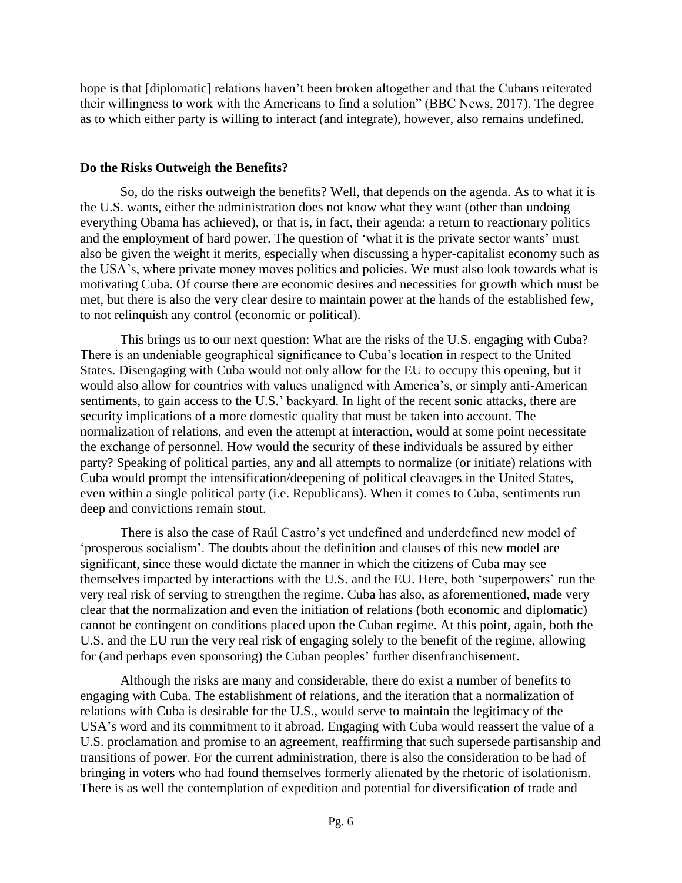hope is that [diplomatic] relations haven't been broken altogether and that the Cubans reiterated their willingness to work with the Americans to find a solution" (BBC News, 2017). The degree as to which either party is willing to interact (and integrate), however, also remains undefined.

**Do the Risks Outweigh the Benefits?**

So, do the risks outweigh the benefits? Well, that depends on the agenda. As to what it is the U.S. wants, either the administration does not know what they want (other than undoing everything Obama has achieved), or that is, in fact, their agenda: a return to reactionary politics and the employment of hard power. The question of 'what it is the private sector wants' must also be given the weight it merits, especially when discussing a hyper-capitalist economy such as the USA's, where private money moves politics and policies. We must also look towards what is motivating Cuba. Of course there are economic desires and necessities for growth which must be met, but there is also the very clear desire to maintain power at the hands of the established few, to not relinquish any control (economic or political).

This brings us to our next question: What are the risks of the U.S. engaging with Cuba? There is an undeniable geographical significance to Cuba's location in respect to the United States. Disengaging with Cuba would not only allow for the EU to occupy this opening, but it would also allow for countries with values unaligned with America's, or simply anti-American sentiments, to gain access to the U.S.' backyard. In light of the recent sonic attacks, there are security implications of a more domestic quality that must be taken into account. The normalization of relations, and even the attempt at interaction, would at some point necessitate the exchange of personnel. How would the security of these individuals be assured by either party? Speaking of political parties, any and all attempts to normalize (or initiate) relations with Cuba would prompt the intensification/deepening of political cleavages in the United States, even within a single political party (i.e. Republicans). When it comes to Cuba, sentiments run deep and convictions remain stout.

There is also the case of Raúl Castro's yet undefined and underdefined new model of 'prosperous socialism'. The doubts about the definition and clauses of this new model are significant, since these would dictate the manner in which the citizens of Cuba may see themselves impacted by interactions with the U.S. and the EU. Here, both 'superpowers' run the very real risk of serving to strengthen the regime. Cuba has also, as aforementioned, made very clear that the normalization and even the initiation of relations (both economic and diplomatic) cannot be contingent on conditions placed upon the Cuban regime. At this point, again, both the U.S. and the EU run the very real risk of engaging solely to the benefit of the regime, allowing for (and perhaps even sponsoring) the Cuban peoples' further disenfranchisement.

Although the risks are many and considerable, there do exist a number of benefits to engaging with Cuba. The establishment of relations, and the iteration that a normalization of relations with Cuba is desirable for the U.S., would serve to maintain the legitimacy of the USA's word and its commitment to it abroad. Engaging with Cuba would reassert the value of a U.S. proclamation and promise to an agreement, reaffirming that such supersede partisanship and transitions of power. For the current administration, there is also the consideration to be had of bringing in voters who had found themselves formerly alienated by the rhetoric of isolationism. There is as well the contemplation of expedition and potential for diversification of trade and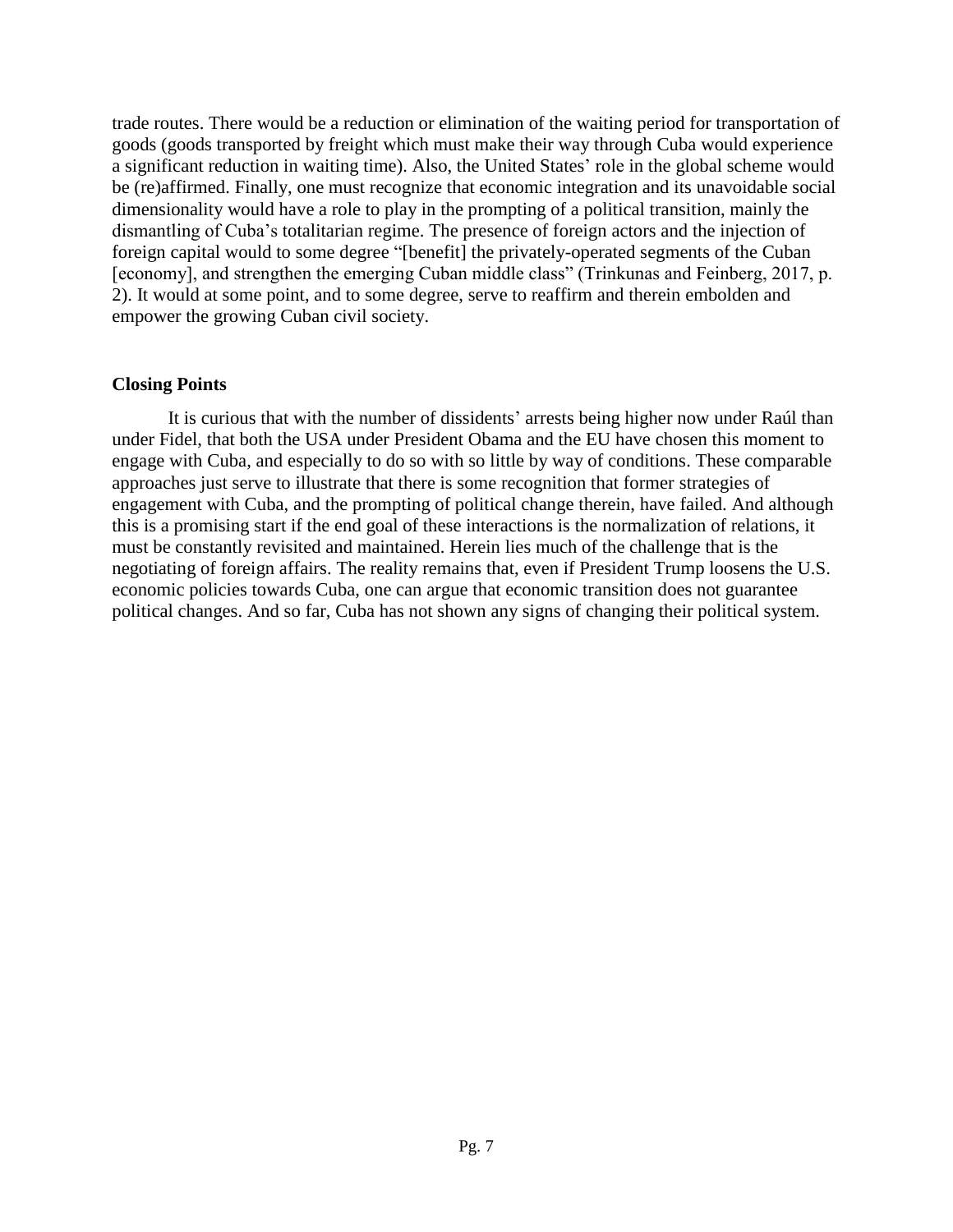trade routes. There would be a reduction or elimination of the waiting period for transportation of goods (goods transported by freight which must make their way through Cuba would experience a significant reduction in waiting time). Also, the United States' role in the global scheme would be (re)affirmed. Finally, one must recognize that economic integration and its unavoidable social dimensionality would have a role to play in the prompting of a political transition, mainly the dismantling of Cuba's totalitarian regime. The presence of foreign actors and the injection of foreign capital would to some degree "[benefit] the privately-operated segments of the Cuban [economy], and strengthen the emerging Cuban middle class" (Trinkunas and Feinberg, 2017, p. 2). It would at some point, and to some degree, serve to reaffirm and therein embolden and empower the growing Cuban civil society.

**Closing Points**

It is curious that with the number of dissidents' arrests being higher now under Raúl than under Fidel, that both the USA under President Obama and the EU have chosen this moment to engage with Cuba, and especially to do so with so little by way of conditions. These comparable approaches just serve to illustrate that there is some recognition that former strategies of engagement with Cuba, and the prompting of political change therein, have failed. And although this is a promising start if the end goal of these interactions is the normalization of relations, it must be constantly revisited and maintained. Herein lies much of the challenge that is the negotiating of foreign affairs. The reality remains that, even if President Trump loosens the U.S. economic policies towards Cuba, one can argue that economic transition does not guarantee political changes. And so far, Cuba has not shown any signs of changing their political system.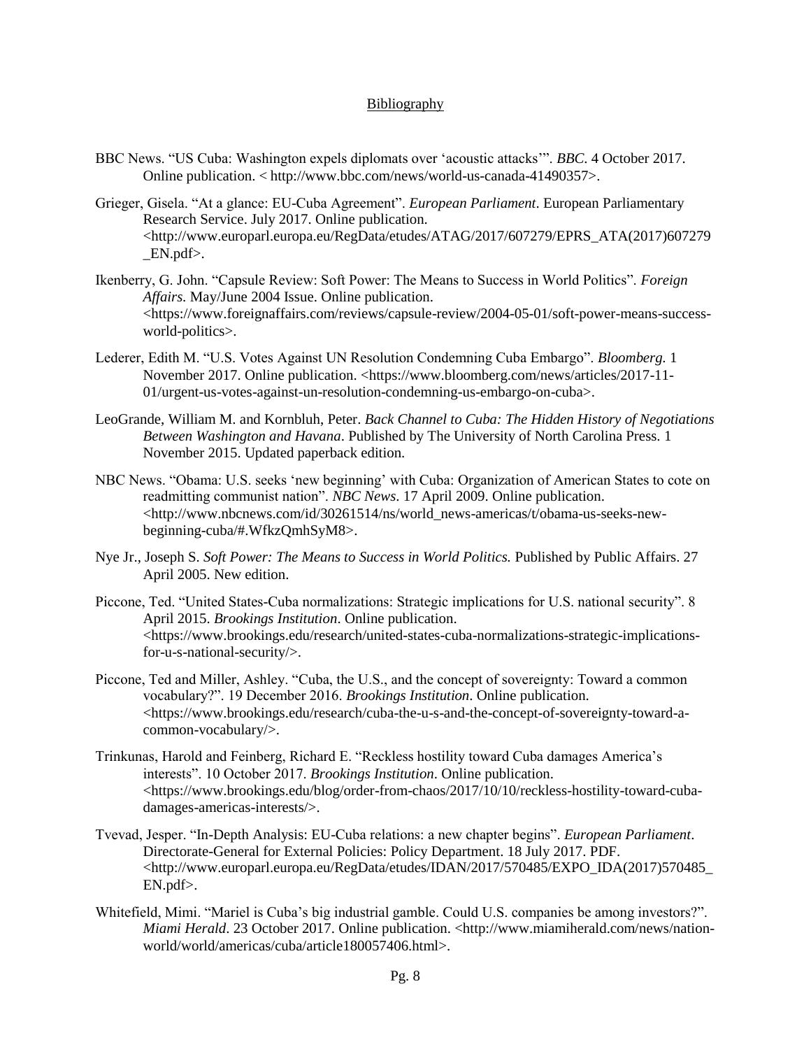## Bibliography

BBC News. "US Cuba: Washington expels diplomats over 'acoustic attacks'". *BBC*. 4 October 2017. Online publication. < http://www.bbc.com/news/world-us-canada-41490357>.

Grieger, Gisela. "At a glance: EU-Cuba Agreement". *European Parliament*. European Parliamentary Research Service. July 2017. Online publication. <http://www.europarl.europa.eu/RegData/etudes/ATAG/2017/607279/EPRS_ATA(2017)607279_EN.pdf>.

Ikenberry, G. John. "Capsule Review: Soft Power: The Means to Success in World Politics". *Foreign Affairs*. May/June 2004 Issue. Online publication. <https://www.foreignaffairs.com/reviews/capsule-review/2004-05-01/soft-power-means-success-world-politics>.

Lederer, Edith M. "U.S. Votes Against UN Resolution Condemning Cuba Embargo". *Bloomberg.* 1 November 2017. Online publication. <https://www.bloomberg.com/news/articles/2017-11-01/urgent-us-votes-against-un-resolution-condemning-us-embargo-on-cuba>.

LeoGrande, William M. and Kornbluh, Peter. *Back Channel to Cuba: The Hidden History of Negotiations Between Washington and Havana*. Published by The University of North Carolina Press. 1 November 2015. Updated paperback edition.

NBC News. "Obama: U.S. seeks 'new beginning' with Cuba: Organization of American States to cote on readmitting communist nation". *NBC News*. 17 April 2009. Online publication. <http://www.nbcnews.com/id/30261514/ns/world_news-americas/t/obama-us-seeks-new-beginning-cuba/#.WfkzQmhSyM8>.

Nye Jr., Joseph S. *Soft Power: The Means to Success in World Politics.* Published by Public Affairs. 27 April 2005. New edition.

Piccone, Ted. "United States-Cuba normalizations: Strategic implications for U.S. national security". 8 April 2015. *Brookings Institution*. Online publication. <https://www.brookings.edu/research/united-states-cuba-normalizations-strategic-implications-for-u-s-national-security/>.

Piccone, Ted and Miller, Ashley. "Cuba, the U.S., and the concept of sovereignty: Toward a common vocabulary?". 19 December 2016. *Brookings Institution*. Online publication. <https://www.brookings.edu/research/cuba-the-u-s-and-the-concept-of-sovereignty-toward-a-common-vocabulary/>.

Trinkunas, Harold and Feinberg, Richard E. "Reckless hostility toward Cuba damages America's interests". 10 October 2017. *Brookings Institution*. Online publication. <https://www.brookings.edu/blog/order-from-chaos/2017/10/10/reckless-hostility-toward-cuba-damages-americas-interests/>.

Tvevad, Jesper. "In-Depth Analysis: EU-Cuba relations: a new chapter begins". *European Parliament*. Directorate-General for External Policies: Policy Department. 18 July 2017. PDF. <http://www.europarl.europa.eu/RegData/etudes/IDAN/2017/570485/EXPO_IDA(2017)570485_EN.pdf>.

Whitefield, Mimi. "Mariel is Cuba's big industrial gamble. Could U.S. companies be among investors?". *Miami Herald*. 23 October 2017. Online publication. <http://www.miamiherald.com/news/nation-world/world/americas/cuba/article180057406.html>.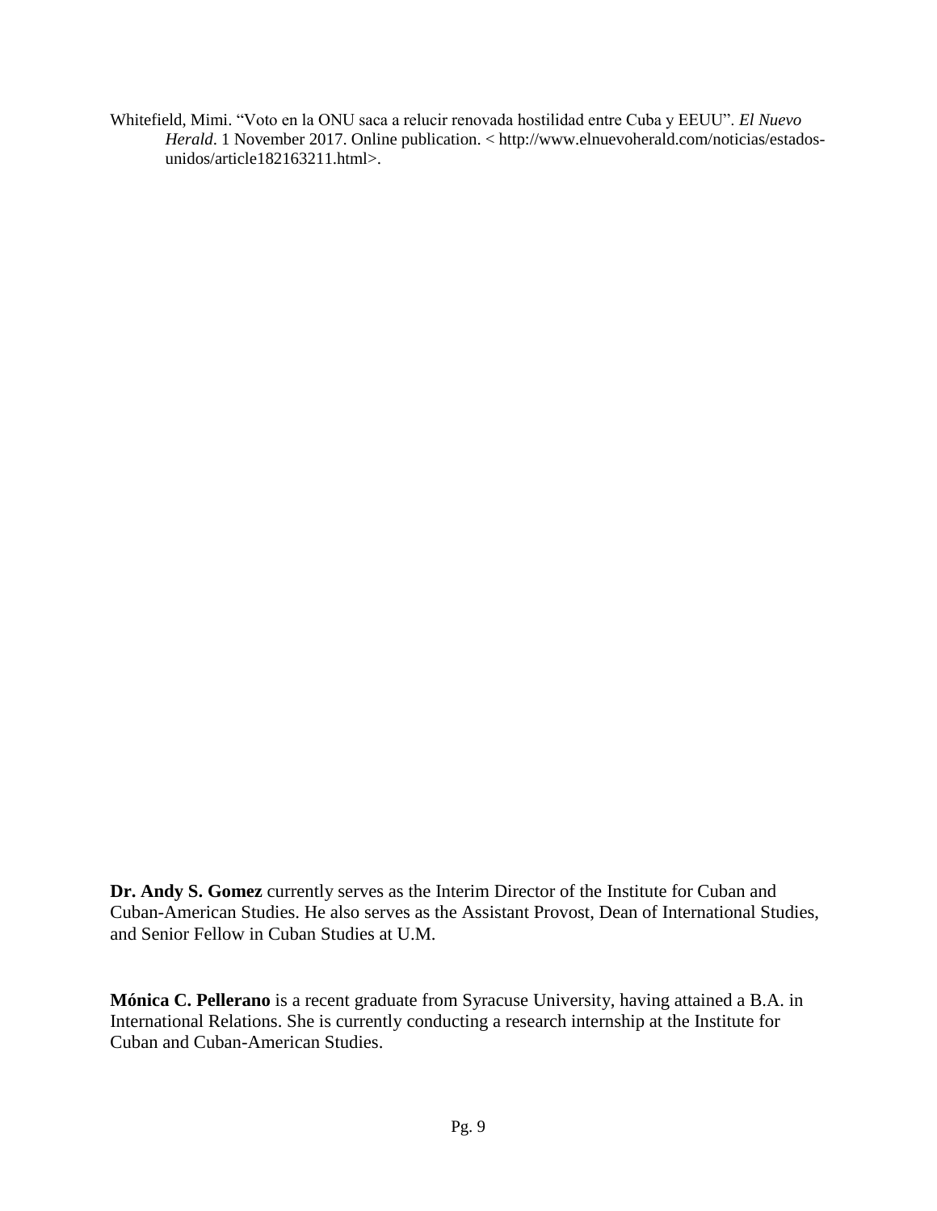Whitefield, Mimi. "Voto en la ONU saca a relucir renovada hostilidad entre Cuba y EEUU". *El Nuevo Herald*. 1 November 2017. Online publication. < http://www.elnuevoherald.com/noticias/estados-unidos/article182163211.html>.

**Dr. Andy S. Gomez** currently serves as the Interim Director of the Institute for Cuban and Cuban-American Studies. He also serves as the Assistant Provost, Dean of International Studies, and Senior Fellow in Cuban Studies at U.M.

**Mónica C. Pellerano** is a recent graduate from Syracuse University, having attained a B.A. in International Relations. She is currently conducting a research internship at the Institute for Cuban and Cuban-American Studies.